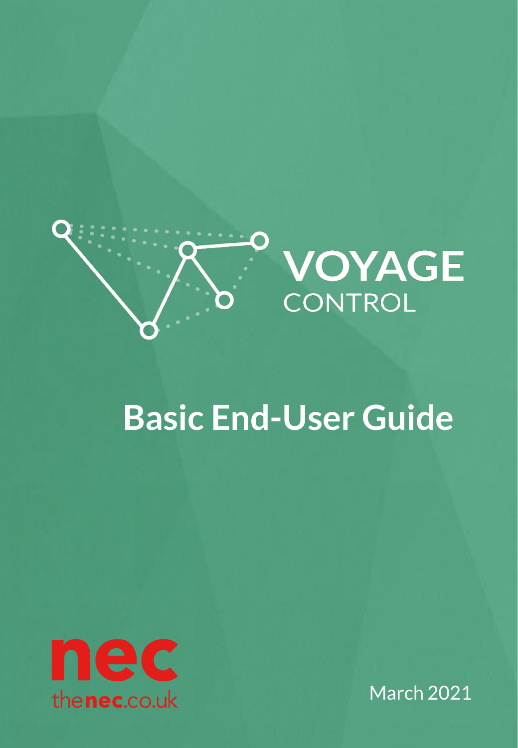VOYAGE CONTROL

# Basic End-User Guide

nec

thenec.co.uk

March 2021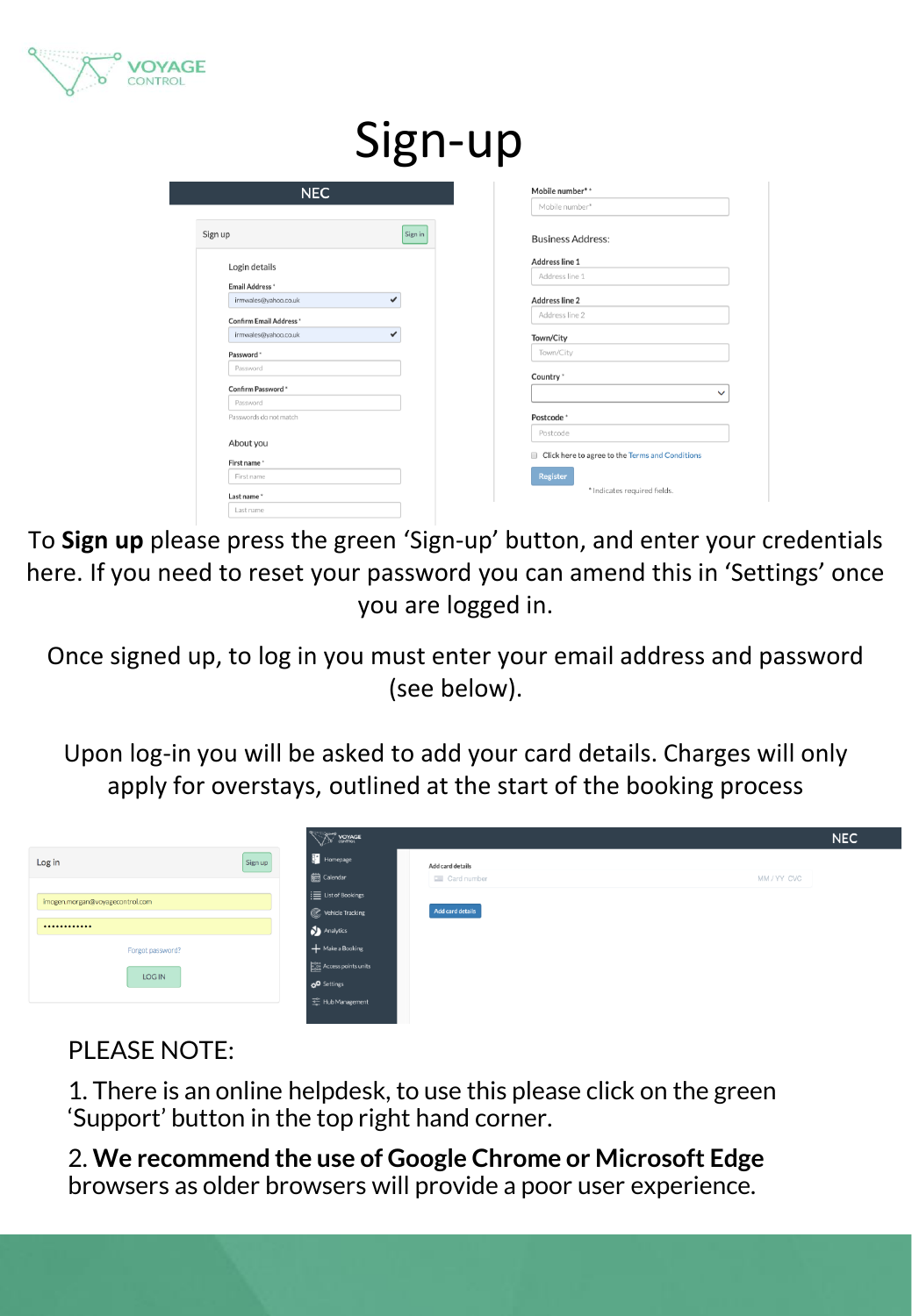# Sign-up

To **Sign up** please press the green 'Sign-up' button, and enter your credentials here. If you need to reset your password you can amend this in 'Settings' once you are logged in.

Once signed up, to log in you must enter your email address and password (see below).

Upon log-in you will be asked to add your card details. Charges will only apply for overstays, outlined at the start of the booking process

PLEASE NOTE:

1. There is an online helpdesk, to use this please click on the green 'Support' button in the top right hand corner.
2. **We recommend the use of Google Chrome or Microsoft Edge** browsers as older browsers will provide a poor user experience.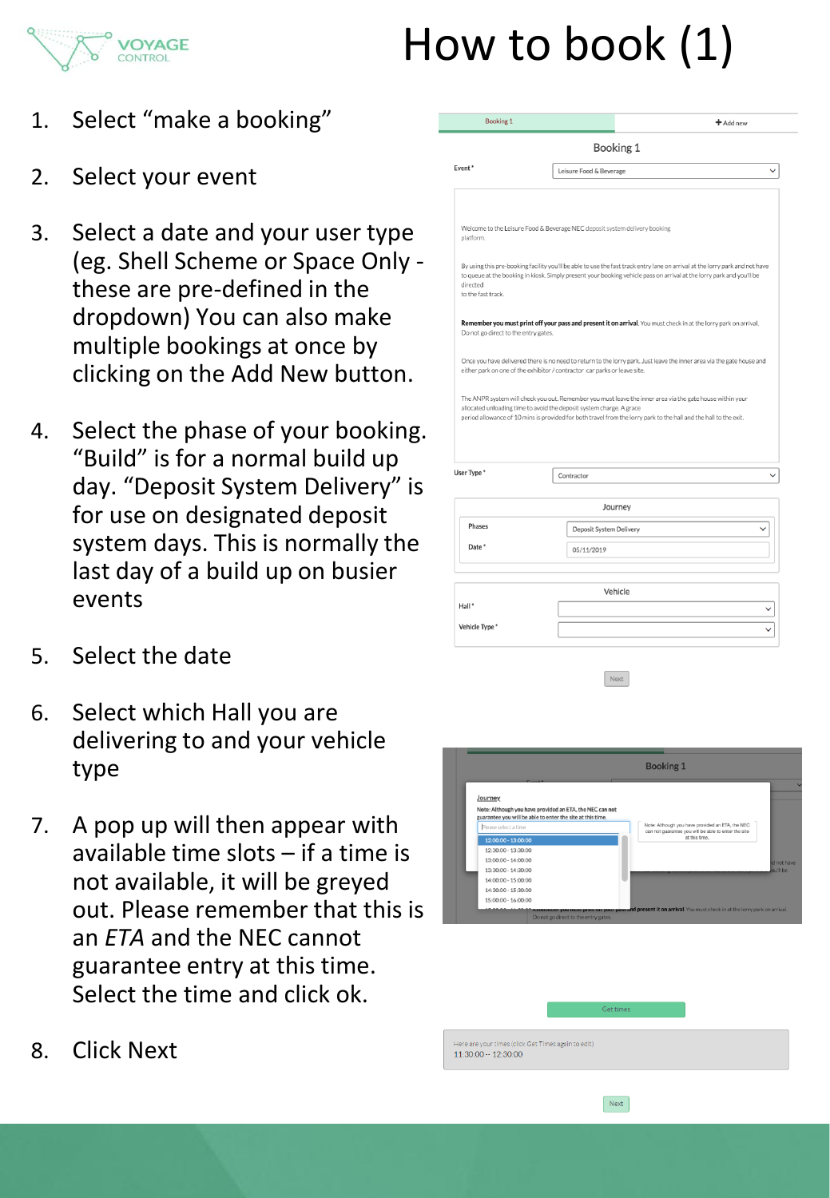# How to book (1)

1. Select "make a booking"
2. Select your event
3. Select a date and your user type (eg. Shell Scheme or Space Only - these are pre-defined in the dropdown) You can also make multiple bookings at once by clicking on the Add New button.
4. Select the phase of your booking. "Build" is for a normal build up day. "Deposit System Delivery" is for use on designated deposit system days. This is normally the last day of a build up on busier events
5. Select the date
6. Select which Hall you are delivering to and your vehicle type
7. A pop up will then appear with available time slots – if a time is not available, it will be greyed out. Please remember that this is an *ETA* and the NEC cannot guarantee entry at this time. Select the time and click ok.
8. Click Next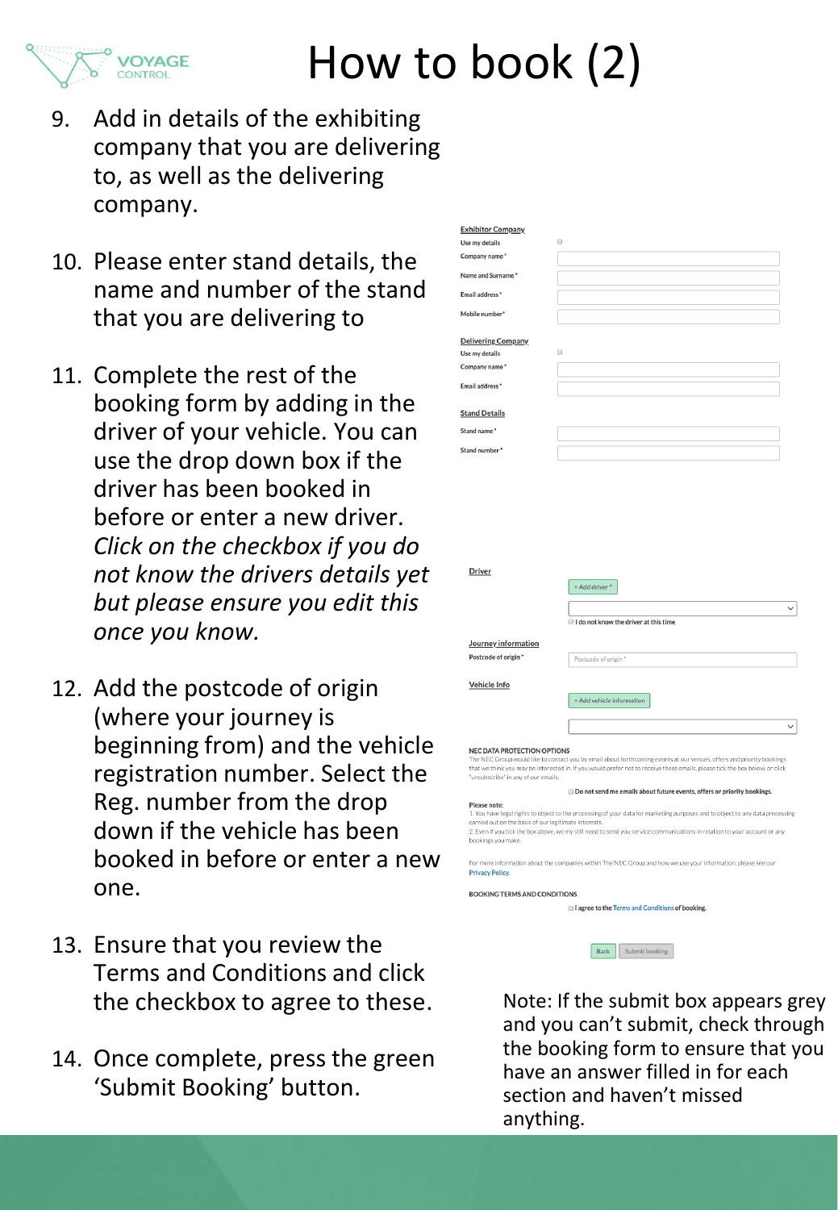# How to book (2)

9. Add in details of the exhibiting company that you are delivering to, as well as the delivering company.

10. Please enter stand details, the name and number of the stand that you are delivering to

11. Complete the rest of the booking form by adding in the driver of your vehicle. You can use the drop down box if the driver has been booked in before or enter a new driver. *Click on the checkbox if you do not know the drivers details yet but please ensure you edit this once you know.*

12. Add the postcode of origin (where your journey is beginning from) and the vehicle registration number. Select the Reg. number from the drop down if the vehicle has been booked in before or enter a new one.

13. Ensure that you review the Terms and Conditions and click the checkbox to agree to these.

14. Once complete, press the green 'Submit Booking' button.

**Exhibitor Company**

Use my details

Company name *

Name and Surname *

Email address *

Mobile number*

**Delivering Company**

Use my details

Company name *

Email address *

**Stand Details**

Stand name *

Stand number *

**Driver**

+ Add driver *

I do not know the driver at this time

**Journey information**

Postcode of origin *

**Vehicle Info**

+ Add vehicle information

**NEC DATA PROTECTION OPTIONS**

The NEC Group would like to contact you by email about forthcoming events at our venues, offers and priority bookings that we think you may be interested in. If you would prefer not to receive these emails, please tick the box below, or click "unsubscribe" in any of our emails.

Do not send me emails about future events, offers or priority bookings.

Please note:
1. You have legal rights to object to the processing of your data for marketing purposes and to object to any data processing carried out on the basis of our legitimate interests.
2. Even if you tick the box above, we my still need to send you service communications in relation to your account or any bookings you make.

For more information about the companies within The NEC Group and how we use your information, please see our Privacy Policy.

**BOOKING TERMS AND CONDITIONS**

I agree to the Terms and Conditions of booking.

Back | Submit booking

Note: If the submit box appears grey and you can't submit, check through the booking form to ensure that you have an answer filled in for each section and haven't missed anything.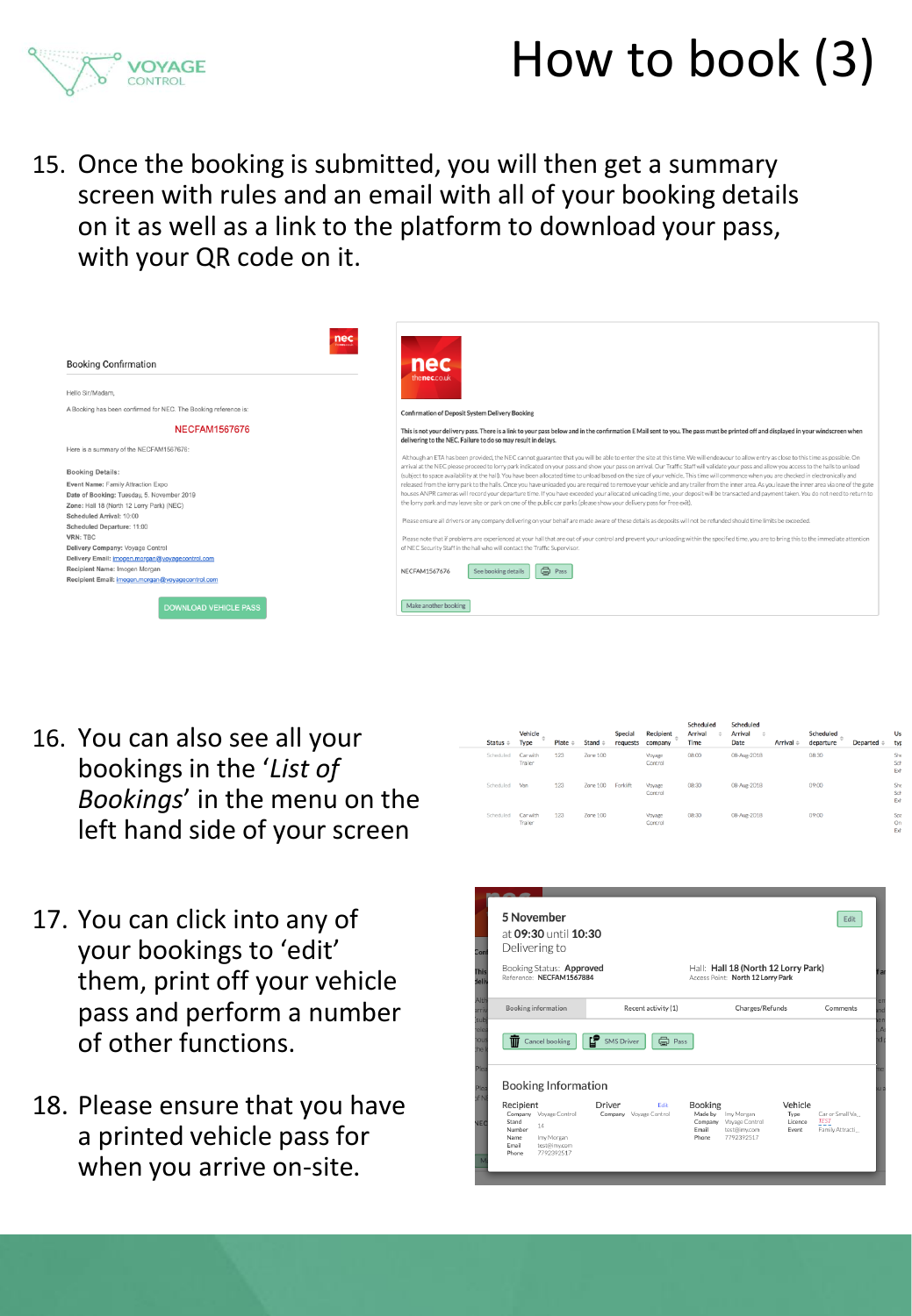# How to book (3)

15. Once the booking is submitted, you will then get a summary screen with rules and an email with all of your booking details on it as well as a link to the platform to download your pass, with your QR code on it.

16. You can also see all your bookings in the '*List of Bookings*' in the menu on the left hand side of your screen

17. You can click into any of your bookings to 'edit' them, print off your vehicle pass and perform a number of other functions.

18. Please ensure that you have a printed vehicle pass for when you arrive on-site.